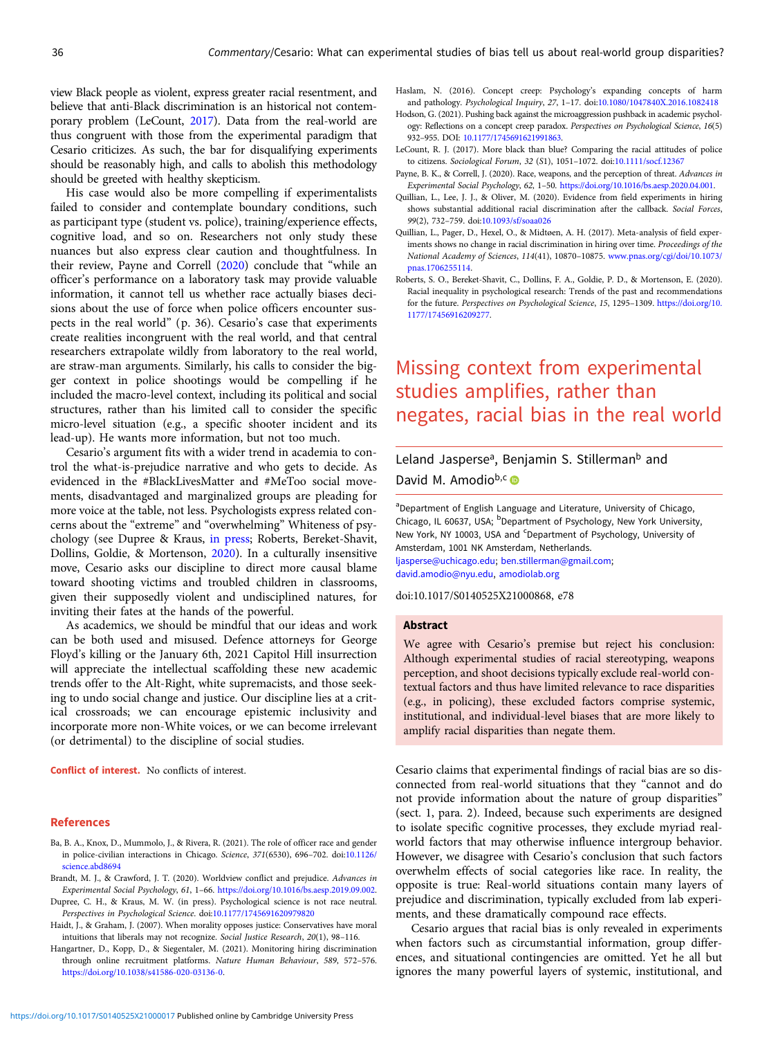view Black people as violent, express greater racial resentment, and believe that anti-Black discrimination is an historical not contemporary problem (LeCount, 2017). Data from the real-world are thus congruent with those from the experimental paradigm that Cesario criticizes. As such, the bar for disqualifying experiments should be reasonably high, and calls to abolish this methodology should be greeted with healthy skepticism.

His case would also be more compelling if experimentalists failed to consider and contemplate boundary conditions, such as participant type (student vs. police), training/experience effects, cognitive load, and so on. Researchers not only study these nuances but also express clear caution and thoughtfulness. In their review, Payne and Correll (2020) conclude that "while an officer's performance on a laboratory task may provide valuable information, it cannot tell us whether race actually biases decisions about the use of force when police officers encounter suspects in the real world" (p. 36). Cesario's case that experiments create realities incongruent with the real world, and that central researchers extrapolate wildly from laboratory to the real world, are straw-man arguments. Similarly, his calls to consider the bigger context in police shootings would be compelling if he included the macro-level context, including its political and social structures, rather than his limited call to consider the specific micro-level situation (e.g., a specific shooter incident and its lead-up). He wants more information, but not too much.

Cesario's argument fits with a wider trend in academia to control the what-is-prejudice narrative and who gets to decide. As evidenced in the #BlackLivesMatter and #MeToo social movements, disadvantaged and marginalized groups are pleading for more voice at the table, not less. Psychologists express related concerns about the "extreme" and "overwhelming" Whiteness of psychology (see Dupree & Kraus, in press; Roberts, Bereket-Shavit, Dollins, Goldie, & Mortenson, 2020). In a culturally insensitive move, Cesario asks our discipline to direct more causal blame toward shooting victims and troubled children in classrooms, given their supposedly violent and undisciplined natures, for inviting their fates at the hands of the powerful.

As academics, we should be mindful that our ideas and work can be both used and misused. Defence attorneys for George Floyd's killing or the January 6th, 2021 Capitol Hill insurrection will appreciate the intellectual scaffolding these new academic trends offer to the Alt-Right, white supremacists, and those seeking to undo social change and justice. Our discipline lies at a critical crossroads; we can encourage epistemic inclusivity and incorporate more non-White voices, or we can become irrelevant (or detrimental) to the discipline of social studies.

**Conflict of interest.** No conflicts of interest.

## References

Ba, B. A., Knox, D., Mummolo, J., & Rivera, R. (2021). The role of officer race and gender in police-civilian interactions in Chicago. *Science*, *371*(6530), 696–702. doi:10.1126/science.abd8694

Brandt, M. J., & Crawford, J. T. (2020). Worldview conflict and prejudice. *Advances in Experimental Social Psychology*, *61*, 1–66. https://doi.org/10.1016/bs.aesp.2019.09.002.

Dupree, C. H., & Kraus, M. W. (in press). Psychological science is not race neutral. *Perspectives in Psychological Science*. doi:10.1177/1745691620979820

Haidt, J., & Graham, J. (2007). When morality opposes justice: Conservatives have moral intuitions that liberals may not recognize. *Social Justice Research*, *20*(1), 98–116.

Hangartner, D., Kopp, D., & Siegentaler, M. (2021). Monitoring hiring discrimination through online recruitment platforms. *Nature Human Behaviour*, *589*, 572–576. https://doi.org/10.1038/s41586-020-03136-0.

Haslam, N. (2016). Concept creep: Psychology's expanding concepts of harm and pathology. *Psychological Inquiry*, *27*, 1–17. doi:10.1080/1047840X.2016.1082418

Hodson, G. (2021). Pushing back against the microaggression pushback in academic psychology: Reflections on a concept creep paradox. *Perspectives on Psychological Science*, *16*(5) 932–955. DOI: 10.1177/1745691621991863.

LeCount, R. J. (2017). More black than blue? Comparing the racial attitudes of police to citizens. *Sociological Forum*, *32* (S1), 1051–1072. doi:10.1111/socf.12367

Payne, B. K., & Correll, J. (2020). Race, weapons, and the perception of threat. *Advances in Experimental Social Psychology*, *62*, 1–50. https://doi.org/10.1016/bs.aesp.2020.04.001.

Quillian, L., Lee, J. J., & Oliver, M. (2020). Evidence from field experiments in hiring shows substantial additional racial discrimination after the callback. *Social Forces*, *99*(2), 732–759. doi:10.1093/sf/soaa026

Quillian, L., Pager, D., Hexel, O., & Midtøen, A. H. (2017). Meta-analysis of field experiments shows no change in racial discrimination in hiring over time. *Proceedings of the National Academy of Sciences*, *114*(41), 10870–10875. www.pnas.org/cgi/doi/10.1073/pnas.1706255114.

Roberts, S. O., Bereket-Shavit, C., Dollins, F. A., Goldie, P. D., & Mortenson, E. (2020). Racial inequality in psychological research: Trends of the past and recommendations for the future. *Perspectives on Psychological Science*, *15*, 1295–1309. https://doi.org/10.1177/17456916209277.

# Missing context from experimental studies amplifies, rather than negates, racial bias in the real world

Leland Jasperse[a], Benjamin S. Stillerman[b] and David M. Amodio[b,c]

[a]Department of English Language and Literature, University of Chicago, Chicago, IL 60637, USA; [b]Department of Psychology, New York University, New York, NY 10003, USA and [c]Department of Psychology, University of Amsterdam, 1001 NK Amsterdam, Netherlands.
ljasperse@uchicago.edu; ben.stillerman@gmail.com; david.amodio@nyu.edu, amodiolab.org

doi:10.1017/S0140525X21000868, e78

### Abstract

We agree with Cesario's premise but reject his conclusion: Although experimental studies of racial stereotyping, weapons perception, and shoot decisions typically exclude real-world contextual factors and thus have limited relevance to race disparities (e.g., in policing), these excluded factors comprise systemic, institutional, and individual-level biases that are more likely to amplify racial disparities than negate them.

Cesario claims that experimental findings of racial bias are so disconnected from real-world situations that they "cannot and do not provide information about the nature of group disparities" (sect. 1, para. 2). Indeed, because such experiments are designed to isolate specific cognitive processes, they exclude myriad real-world factors that may otherwise influence intergroup behavior. However, we disagree with Cesario's conclusion that such factors overwhelm effects of social categories like race. In reality, the opposite is true: Real-world situations contain many layers of prejudice and discrimination, typically excluded from lab experiments, and these dramatically compound race effects.

Cesario argues that racial bias is only revealed in experiments when factors such as circumstantial information, group differences, and situational contingencies are omitted. Yet he all but ignores the many powerful layers of systemic, institutional, and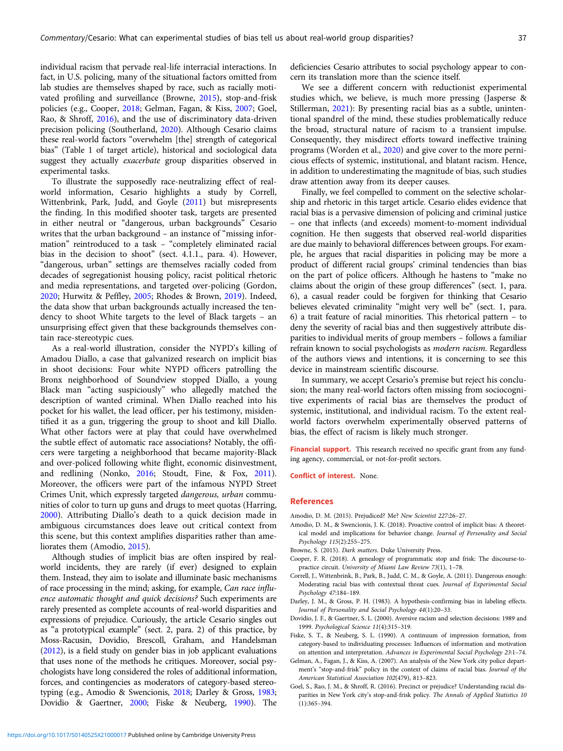individual racism that pervade real-life interracial interactions. In fact, in U.S. policing, many of the situational factors omitted from lab studies are themselves shaped by race, such as racially motivated profiling and surveillance (Browne, 2015), stop-and-frisk policies (e.g., Cooper, 2018; Gelman, Fagan, & Kiss, 2007; Goel, Rao, & Shroff, 2016), and the use of discriminatory data-driven precision policing (Southerland, 2020). Although Cesario claims these real-world factors "overwhelm [the] strength of categorical bias" (Table 1 of target article), historical and sociological data suggest they actually *exacerbate* group disparities observed in experimental tasks.

To illustrate the supposedly race-neutralizing effect of real-world information, Cesario highlights a study by Correll, Wittenbrink, Park, Judd, and Goyle (2011) but misrepresents the finding. In this modified shooter task, targets are presented in either neutral or "dangerous, urban backgrounds" Cesario writes that the urban background – an instance of "missing information" reintroduced to a task – "completely eliminated racial bias in the decision to shoot" (sect. 4.1.1., para. 4). However, "dangerous, urban" settings are themselves racially coded from decades of segregationist housing policy, racist political rhetoric and media representations, and targeted over-policing (Gordon, 2020; Hurwitz & Peffley, 2005; Rhodes & Brown, 2019). Indeed, the data show that urban backgrounds actually increased the tendency to shoot White targets to the level of Black targets – an unsurprising effect given that these backgrounds themselves contain race-stereotypic cues.

As a real-world illustration, consider the NYPD's killing of Amadou Diallo, a case that galvanized research on implicit bias in shoot decisions: Four white NYPD officers patrolling the Bronx neighborhood of Soundview stopped Diallo, a young Black man "acting suspiciously" who allegedly matched the description of wanted criminal. When Diallo reached into his pocket for his wallet, the lead officer, per his testimony, misidentified it as a gun, triggering the group to shoot and kill Diallo. What other factors were at play that could have overwhelmed the subtle effect of automatic race associations? Notably, the officers were targeting a neighborhood that became majority-Black and over-policed following white flight, economic disinvestment, and redlining (Nonko, 2016; Stoudt, Fine, & Fox, 2011). Moreover, the officers were part of the infamous NYPD Street Crimes Unit, which expressly targeted *dangerous, urban* communities of color to turn up guns and drugs to meet quotas (Harring, 2000). Attributing Diallo's death to a quick decision made in ambiguous circumstances does leave out critical context from this scene, but this context amplifies disparities rather than ameliorates them (Amodio, 2015).

Although studies of implicit bias are often inspired by real-world incidents, they are rarely (if ever) designed to explain them. Instead, they aim to isolate and illuminate basic mechanisms of race processing in the mind; asking, for example, *Can race influence automatic thought and quick decisions?* Such experiments are rarely presented as complete accounts of real-world disparities and expressions of prejudice. Curiously, the article Cesario singles out as "a prototypical example" (sect. 2, para. 2) of this practice, by Moss-Racusin, Dovidio, Brescoll, Graham, and Handelsman (2012), is a field study on gender bias in job applicant evaluations that uses none of the methods he critiques. Moreover, social psychologists have long considered the roles of additional information, forces, and contingencies as moderators of category-based stereotyping (e.g., Amodio & Swencionis, 2018; Darley & Gross, 1983; Dovidio & Gaertner, 2000; Fiske & Neuberg, 1990). The deficiencies Cesario attributes to social psychology appear to concern its translation more than the science itself.

We see a different concern with reductionist experimental studies which, we believe, is much more pressing (Jasperse & Stillerman, 2021): By presenting racial bias as a subtle, unintentional spandrel of the mind, these studies problematically reduce the broad, structural nature of racism to a transient impulse. Consequently, they misdirect efforts toward ineffective training programs (Worden et al., 2020) and give cover to the more pernicious effects of systemic, institutional, and blatant racism. Hence, in addition to underestimating the magnitude of bias, such studies draw attention away from its deeper causes.

Finally, we feel compelled to comment on the selective scholarship and rhetoric in this target article. Cesario elides evidence that racial bias is a pervasive dimension of policing and criminal justice – one that inflects (and exceeds) moment-to-moment individual cognition. He then suggests that observed real-world disparities are due mainly to behavioral differences between groups. For example, he argues that racial disparities in policing may be more a product of different racial groups' criminal tendencies than bias on the part of police officers. Although he hastens to "make no claims about the origin of these group differences" (sect. 1, para. 6), a casual reader could be forgiven for thinking that Cesario believes elevated criminality "might very well be" (sect. 1, para. 6) a trait feature of racial minorities. This rhetorical pattern – to deny the severity of racial bias and then suggestively attribute disparities to individual merits of group members – follows a familiar refrain known to social psychologists as *modern racism*. Regardless of the authors views and intentions, it is concerning to see this device in mainstream scientific discourse.

In summary, we accept Cesario's premise but reject his conclusion; the many real-world factors often missing from sociocognitive experiments of racial bias are themselves the product of systemic, institutional, and individual racism. To the extent real-world factors overwhelm experimentally observed patterns of bias, the effect of racism is likely much stronger.

**Financial support.** This research received no specific grant from any funding agency, commercial, or not-for-profit sectors.

**Conflict of interest.** None.

## References

Amodio, D. M. (2015). Prejudiced? Me? *New Scientist 227*:26–27.

Amodio, D. M., & Swencionis, J. K. (2018). Proactive control of implicit bias: A theoretical model and implications for behavior change. *Journal of Personality and Social Psychology 115*(2):255–275.

Browne, S. (2015). *Dark matters*. Duke University Press.

Cooper, F. R. (2018). A genealogy of programmatic stop and frisk: The discourse-to-practice circuit. *University of Miami Law Review 73*(1), 1–78.

Correll, J., Wittenbrink, B., Park, B., Judd, C. M., & Goyle, A. (2011). Dangerous enough: Moderating racial bias with contextual threat cues. *Journal of Experimental Social Psychology 47*:184–189.

Darley, J. M., & Gross, P. H. (1983). A hypothesis-confirming bias in labeling effects. *Journal of Personality and Social Psychology 44*(1):20–33.

Dovidio, J. F., & Gaertner, S. L. (2000). Aversive racism and selection decisions: 1989 and 1999. *Psychological Science 11*(4):315–319.

Fiske, S. T., & Neuberg, S. L. (1990). A continuum of impression formation, from category-based to individuating processes: Influences of information and motivation on attention and interpretation. *Advances in Experimental Social Psychology 23*:1–74.

Gelman, A., Fagan, J., & Kiss, A. (2007). An analysis of the New York city police department's "stop-and-frisk" policy in the context of claims of racial bias. *Journal of the American Statistical Association 102*(479), 813–823.

Goel, S., Rao, J. M., & Shroff, R. (2016). Precinct or prejudice? Understanding racial disparities in New York city's stop-and-frisk policy. *The Annals of Applied Statistics 10* (1):365–394.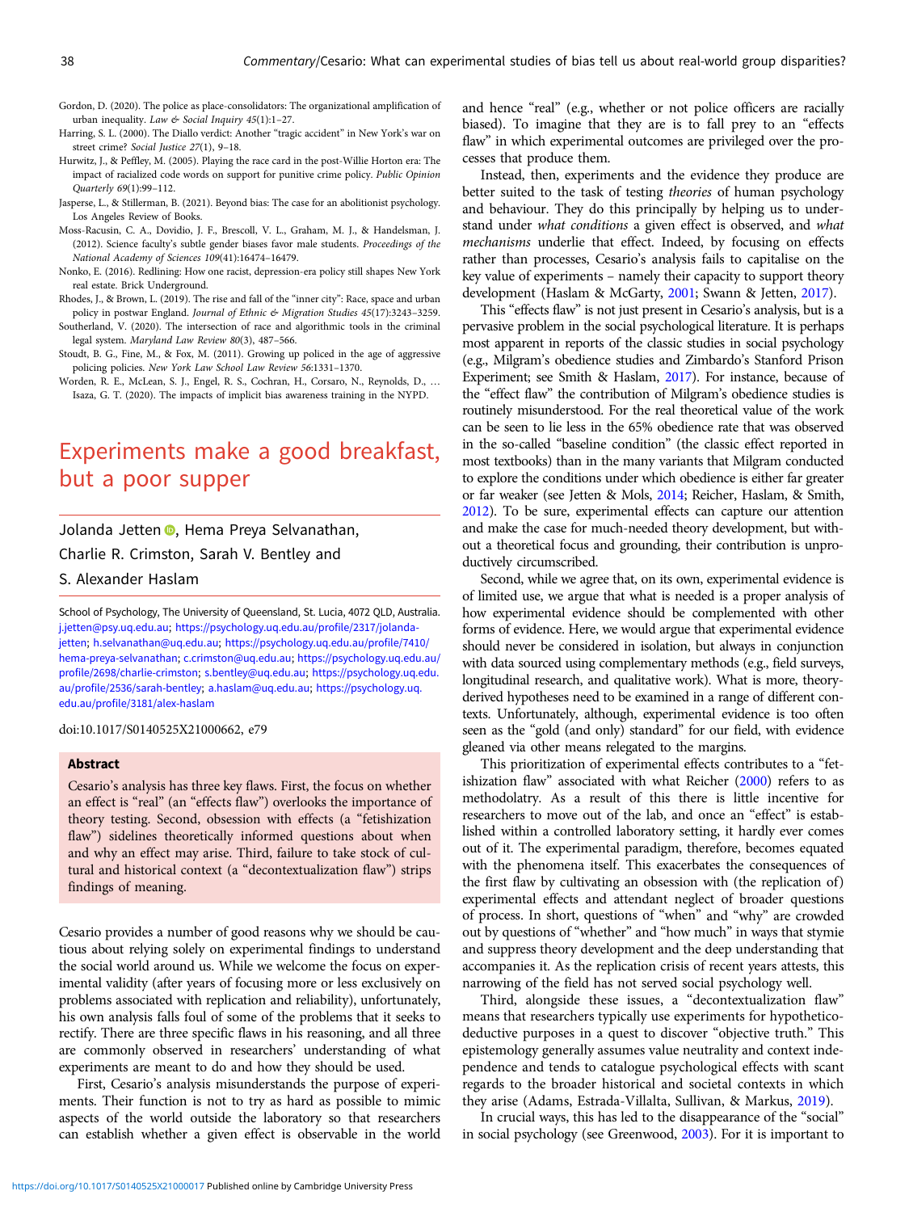Gordon, D. (2020). The police as place-consolidators: The organizational amplification of urban inequality. *Law & Social Inquiry* 45(1):1–27.

Harring, S. L. (2000). The Diallo verdict: Another "tragic accident" in New York's war on street crime? *Social Justice* 27(1), 9–18.

Hurwitz, J., & Peffley, M. (2005). Playing the race card in the post-Willie Horton era: The impact of racialized code words on support for punitive crime policy. *Public Opinion Quarterly* 69(1):99–112.

Jasperse, L., & Stillerman, B. (2021). Beyond bias: The case for an abolitionist psychology. Los Angeles Review of Books.

Moss-Racusin, C. A., Dovidio, J. F., Brescoll, V. L., Graham, M. J., & Handelsman, J. (2012). Science faculty's subtle gender biases favor male students. *Proceedings of the National Academy of Sciences* 109(41):16474–16479.

Nonko, E. (2016). Redlining: How one racist, depression-era policy still shapes New York real estate. Brick Underground.

Rhodes, J., & Brown, L. (2019). The rise and fall of the "inner city": Race, space and urban policy in postwar England. *Journal of Ethnic & Migration Studies* 45(17):3243–3259.

Southerland, V. (2020). The intersection of race and algorithmic tools in the criminal legal system. *Maryland Law Review* 80(3), 487–566.

Stoudt, B. G., Fine, M., & Fox, M. (2011). Growing up policed in the age of aggressive policing policies. *New York Law School Law Review* 56:1331–1370.

Worden, R. E., McLean, S. J., Engel, R. S., Cochran, H., Corsaro, N., Reynolds, D., … Isaza, G. T. (2020). The impacts of implicit bias awareness training in the NYPD.

# Experiments make a good breakfast, but a poor supper

Jolanda Jetten, Hema Preya Selvanathan, Charlie R. Crimston, Sarah V. Bentley and S. Alexander Haslam

School of Psychology, The University of Queensland, St. Lucia, 4072 QLD, Australia. j.jetten@psy.uq.edu.au; https://psychology.uq.edu.au/profile/2317/jolanda-jetten; h.selvanathan@uq.edu.au; https://psychology.uq.edu.au/profile/7410/hema-preya-selvanathan; c.crimston@uq.edu.au; https://psychology.uq.edu.au/profile/2698/charlie-crimston; s.bentley@uq.edu.au; https://psychology.uq.edu.au/profile/2536/sarah-bentley; a.haslam@uq.edu.au; https://psychology.uq.edu.au/profile/3181/alex-haslam

doi:10.1017/S0140525X21000662, e79

## Abstract

Cesario's analysis has three key flaws. First, the focus on whether an effect is "real" (an "effects flaw") overlooks the importance of theory testing. Second, obsession with effects (a "fetishization flaw") sidelines theoretically informed questions about when and why an effect may arise. Third, failure to take stock of cultural and historical context (a "decontextualization flaw") strips findings of meaning.

Cesario provides a number of good reasons why we should be cautious about relying solely on experimental findings to understand the social world around us. While we welcome the focus on experimental validity (after years of focusing more or less exclusively on problems associated with replication and reliability), unfortunately, his own analysis falls foul of some of the problems that it seeks to rectify. There are three specific flaws in his reasoning, and all three are commonly observed in researchers' understanding of what experiments are meant to do and how they should be used.

First, Cesario's analysis misunderstands the purpose of experiments. Their function is not to try as hard as possible to mimic aspects of the world outside the laboratory so that researchers can establish whether a given effect is observable in the world and hence "real" (e.g., whether or not police officers are racially biased). To imagine that they are is to fall prey to an "effects flaw" in which experimental outcomes are privileged over the processes that produce them.

Instead, then, experiments and the evidence they produce are better suited to the task of testing *theories* of human psychology and behaviour. They do this principally by helping us to understand under *what conditions* a given effect is observed, and *what mechanisms* underlie that effect. Indeed, by focusing on effects rather than processes, Cesario's analysis fails to capitalise on the key value of experiments – namely their capacity to support theory development (Haslam & McGarty, 2001; Swann & Jetten, 2017).

This "effects flaw" is not just present in Cesario's analysis, but is a pervasive problem in the social psychological literature. It is perhaps most apparent in reports of the classic studies in social psychology (e.g., Milgram's obedience studies and Zimbardo's Stanford Prison Experiment; see Smith & Haslam, 2017). For instance, because of the "effect flaw" the contribution of Milgram's obedience studies is routinely misunderstood. For the real theoretical value of the work can be seen to lie less in the 65% obedience rate that was observed in the so-called "baseline condition" (the classic effect reported in most textbooks) than in the many variants that Milgram conducted to explore the conditions under which obedience is either far greater or far weaker (see Jetten & Mols, 2014; Reicher, Haslam, & Smith, 2012). To be sure, experimental effects can capture our attention and make the case for much-needed theory development, but without a theoretical focus and grounding, their contribution is unproductively circumscribed.

Second, while we agree that, on its own, experimental evidence is of limited use, we argue that what is needed is a proper analysis of how experimental evidence should be complemented with other forms of evidence. Here, we would argue that experimental evidence should never be considered in isolation, but always in conjunction with data sourced using complementary methods (e.g., field surveys, longitudinal research, and qualitative work). What is more, theory-derived hypotheses need to be examined in a range of different contexts. Unfortunately, although, experimental evidence is too often seen as the "gold (and only) standard" for our field, with evidence gleaned via other means relegated to the margins.

This prioritization of experimental effects contributes to a "fetishization flaw" associated with what Reicher (2000) refers to as methodolatry. As a result of this there is little incentive for researchers to move out of the lab, and once an "effect" is established within a controlled laboratory setting, it hardly ever comes out of it. The experimental paradigm, therefore, becomes equated with the phenomena itself. This exacerbates the consequences of the first flaw by cultivating an obsession with (the replication of) experimental effects and attendant neglect of broader questions of process. In short, questions of "when" and "why" are crowded out by questions of "whether" and "how much" in ways that stymie and suppress theory development and the deep understanding that accompanies it. As the replication crisis of recent years attests, this narrowing of the field has not served social psychology well.

Third, alongside these issues, a "decontextualization flaw" means that researchers typically use experiments for hypothetico-deductive purposes in a quest to discover "objective truth." This epistemology generally assumes value neutrality and context independence and tends to catalogue psychological effects with scant regards to the broader historical and societal contexts in which they arise (Adams, Estrada-Villalta, Sullivan, & Markus, 2019).

In crucial ways, this has led to the disappearance of the "social" in social psychology (see Greenwood, 2003). For it is important to